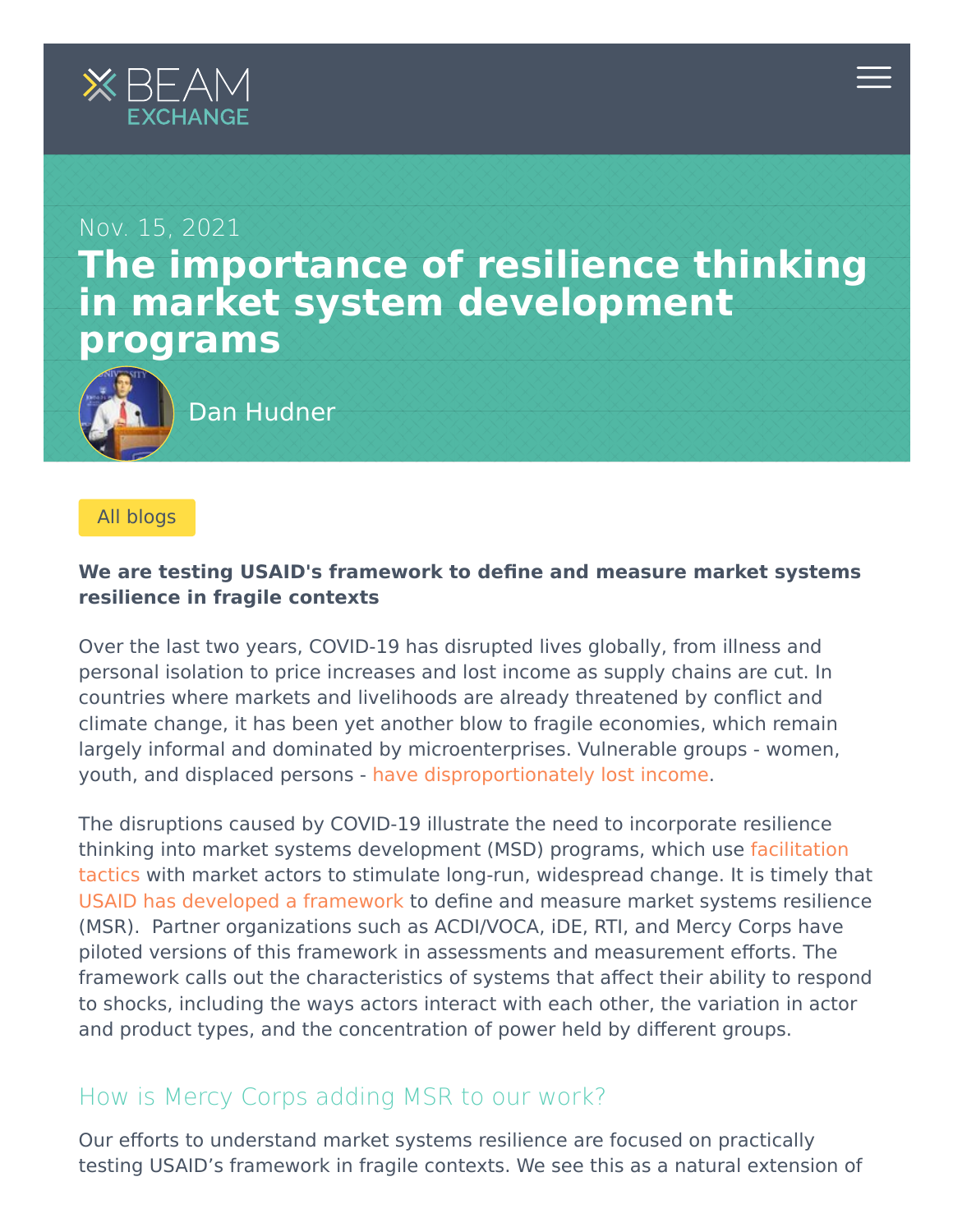Nov. 15, 2021

# The importance of resilience thinking in market system development programs

Dan Hudner

All blogs

**We are testing USAID's framework to define and measure market systems resilience in fragile contexts**

Over the last two years, COVID-19 has disrupted lives globally, from illness and personal isolation to price increases and lost income as supply chains are cut. In countries where markets and livelihoods are already threatened by conflict and climate change, it has been yet another blow to fragile economies, which remain largely informal and dominated by microenterprises. Vulnerable groups - women, youth, and displaced persons - have disproportionately lost income.

The disruptions caused by COVID-19 illustrate the need to incorporate resilience thinking into market systems development (MSD) programs, which use facilitation tactics with market actors to stimulate long-run, widespread change. It is timely that USAID has developed a framework to define and measure market systems resilience (MSR). Partner organizations such as ACDI/VOCA, iDE, RTI, and Mercy Corps have piloted versions of this framework in assessments and measurement efforts. The framework calls out the characteristics of systems that affect their ability to respond to shocks, including the ways actors interact with each other, the variation in actor and product types, and the concentration of power held by different groups.

## How is Mercy Corps adding MSR to our work?

Our efforts to understand market systems resilience are focused on practically testing USAID's framework in fragile contexts. We see this as a natural extension of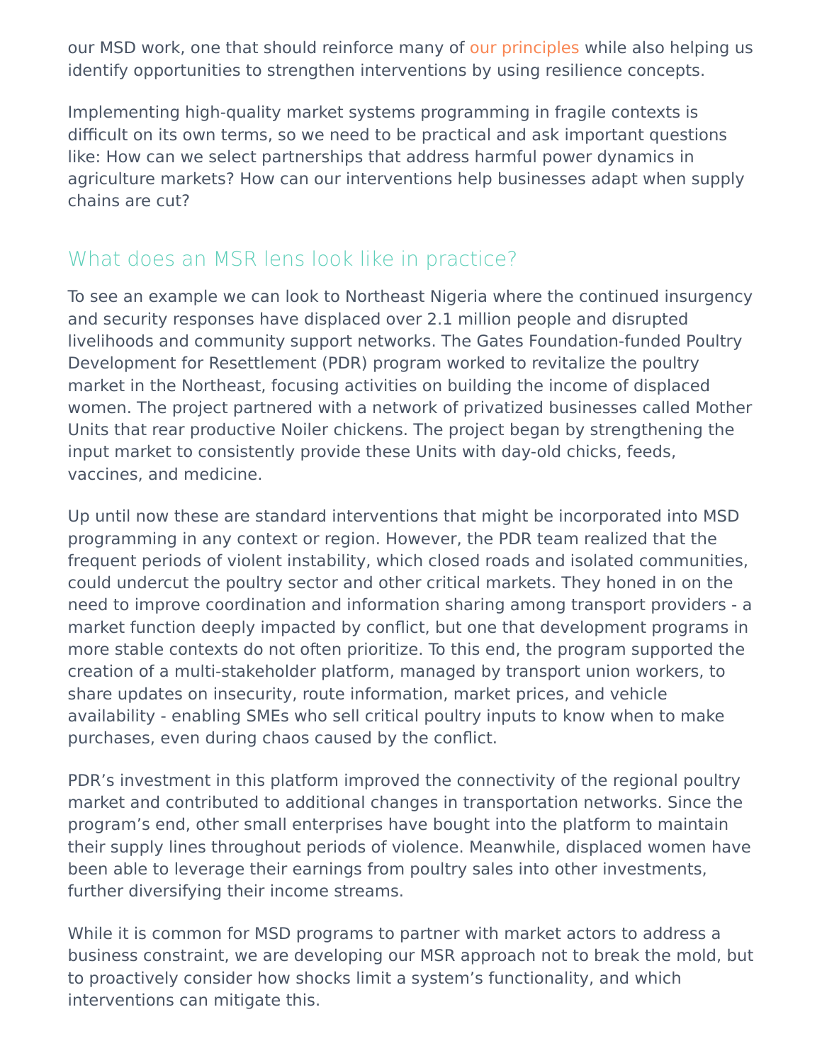our MSD work, one that should reinforce many of our principles while also helping us identify opportunities to strengthen interventions by using resilience concepts.

Implementing high-quality market systems programming in fragile contexts is difficult on its own terms, so we need to be practical and ask important questions like: How can we select partnerships that address harmful power dynamics in agriculture markets? How can our interventions help businesses adapt when supply chains are cut?

## What does an MSR lens look like in practice?

To see an example we can look to Northeast Nigeria where the continued insurgency and security responses have displaced over 2.1 million people and disrupted livelihoods and community support networks. The Gates Foundation-funded Poultry Development for Resettlement (PDR) program worked to revitalize the poultry market in the Northeast, focusing activities on building the income of displaced women. The project partnered with a network of privatized businesses called Mother Units that rear productive Noiler chickens. The project began by strengthening the input market to consistently provide these Units with day-old chicks, feeds, vaccines, and medicine.

Up until now these are standard interventions that might be incorporated into MSD programming in any context or region. However, the PDR team realized that the frequent periods of violent instability, which closed roads and isolated communities, could undercut the poultry sector and other critical markets. They honed in on the need to improve coordination and information sharing among transport providers - a market function deeply impacted by conflict, but one that development programs in more stable contexts do not often prioritize. To this end, the program supported the creation of a multi-stakeholder platform, managed by transport union workers, to share updates on insecurity, route information, market prices, and vehicle availability - enabling SMEs who sell critical poultry inputs to know when to make purchases, even during chaos caused by the conflict.

PDR's investment in this platform improved the connectivity of the regional poultry market and contributed to additional changes in transportation networks. Since the program's end, other small enterprises have bought into the platform to maintain their supply lines throughout periods of violence. Meanwhile, displaced women have been able to leverage their earnings from poultry sales into other investments, further diversifying their income streams.

While it is common for MSD programs to partner with market actors to address a business constraint, we are developing our MSR approach not to break the mold, but to proactively consider how shocks limit a system's functionality, and which interventions can mitigate this.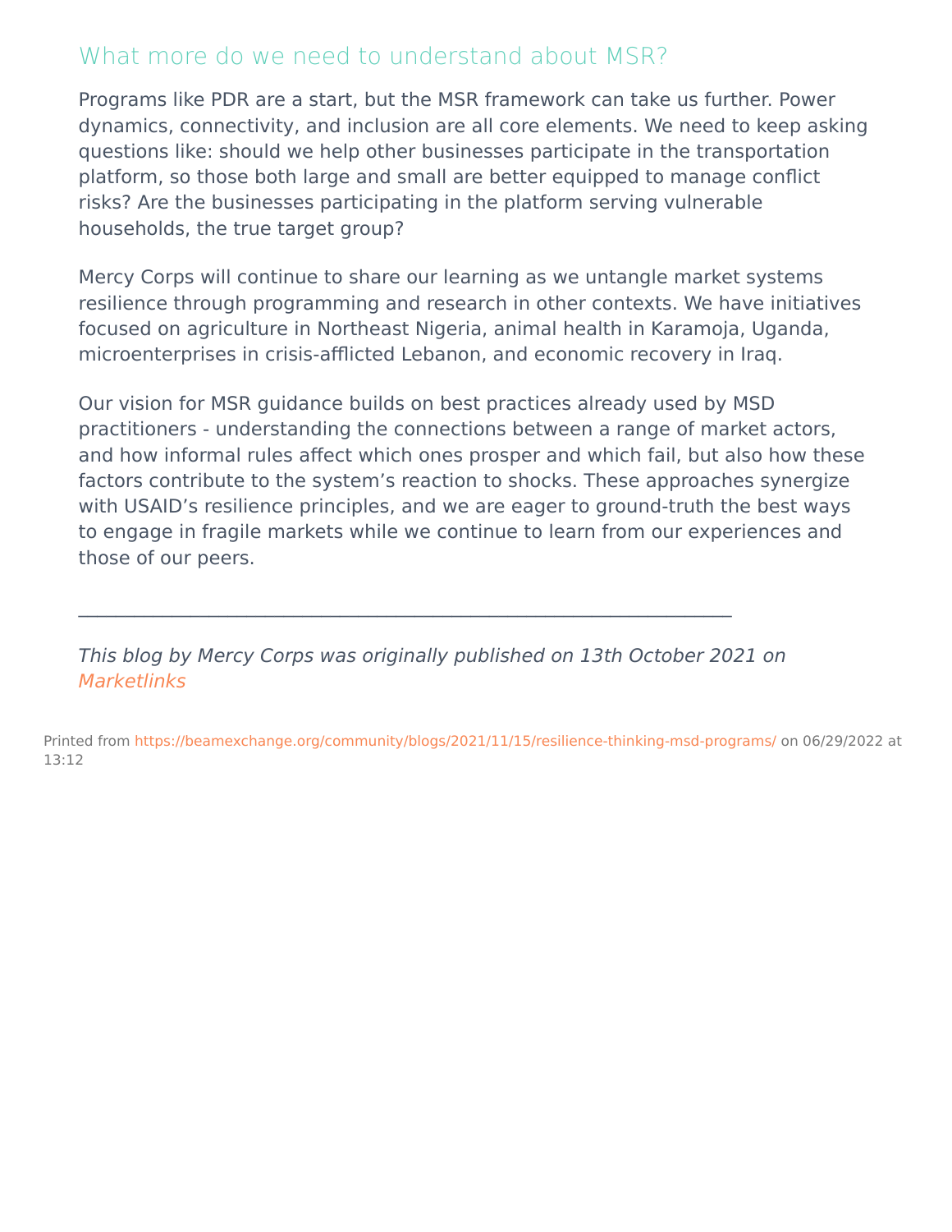## What more do we need to understand about MSR?

Programs like PDR are a start, but the MSR framework can take us further. Power dynamics, connectivity, and inclusion are all core elements. We need to keep asking questions like: should we help other businesses participate in the transportation platform, so those both large and small are better equipped to manage conflict risks? Are the businesses participating in the platform serving vulnerable households, the true target group?

Mercy Corps will continue to share our learning as we untangle market systems resilience through programming and research in other contexts. We have initiatives focused on agriculture in Northeast Nigeria, animal health in Karamoja, Uganda, microenterprises in crisis-afflicted Lebanon, and economic recovery in Iraq.

Our vision for MSR guidance builds on best practices already used by MSD practitioners - understanding the connections between a range of market actors, and how informal rules affect which ones prosper and which fail, but also how these factors contribute to the system's reaction to shocks. These approaches synergize with USAID's resilience principles, and we are eager to ground-truth the best ways to engage in fragile markets while we continue to learn from our experiences and those of our peers.

---

*This blog by Mercy Corps was originally published on 13th October 2021 on Marketlinks*

Printed from https://beamexchange.org/community/blogs/2021/11/15/resilience-thinking-msd-programs/ on 06/29/2022 at 13:12